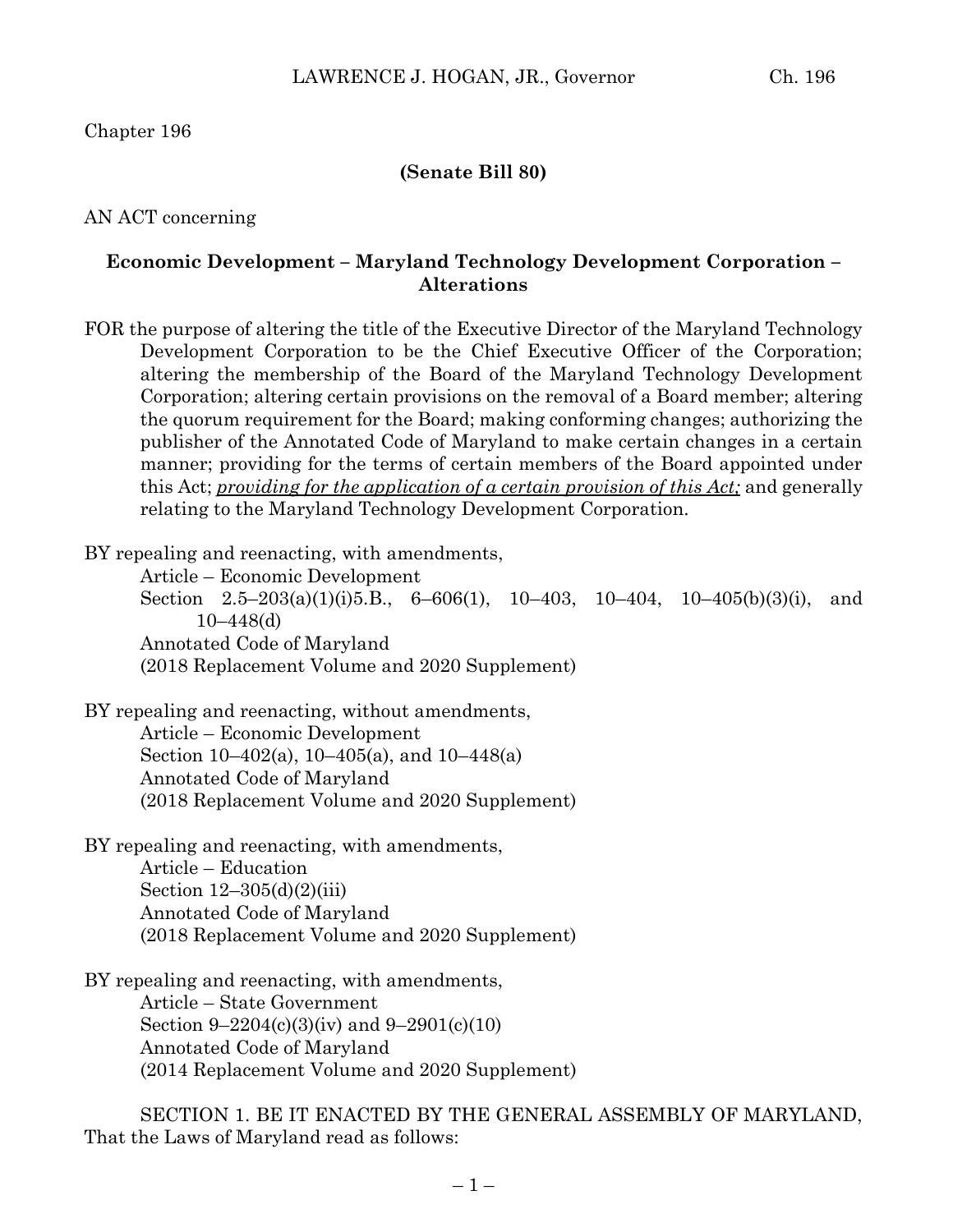Chapter 196

**(Senate Bill 80)**

AN ACT concerning

## Economic Development – Maryland Technology Development Corporation – Alterations

FOR the purpose of altering the title of the Executive Director of the Maryland Technology Development Corporation to be the Chief Executive Officer of the Corporation; altering the membership of the Board of the Maryland Technology Development Corporation; altering certain provisions on the removal of a Board member; altering the quorum requirement for the Board; making conforming changes; authorizing the publisher of the Annotated Code of Maryland to make certain changes in a certain manner; providing for the terms of certain members of the Board appointed under this Act; <u>*providing for the application of a certain provision of this Act;*</u> and generally relating to the Maryland Technology Development Corporation.

BY repealing and reenacting, with amendments,
Article – Economic Development
Section 2.5–203(a)(1)(i)5.B., 6–606(1), 10–403, 10–404, 10–405(b)(3)(i), and 10–448(d)
Annotated Code of Maryland
(2018 Replacement Volume and 2020 Supplement)

BY repealing and reenacting, without amendments,
Article – Economic Development
Section 10–402(a), 10–405(a), and 10–448(a)
Annotated Code of Maryland
(2018 Replacement Volume and 2020 Supplement)

BY repealing and reenacting, with amendments,
Article – Education
Section 12–305(d)(2)(iii)
Annotated Code of Maryland
(2018 Replacement Volume and 2020 Supplement)

BY repealing and reenacting, with amendments,
Article – State Government
Section 9–2204(c)(3)(iv) and 9–2901(c)(10)
Annotated Code of Maryland
(2014 Replacement Volume and 2020 Supplement)

SECTION 1. BE IT ENACTED BY THE GENERAL ASSEMBLY OF MARYLAND, That the Laws of Maryland read as follows: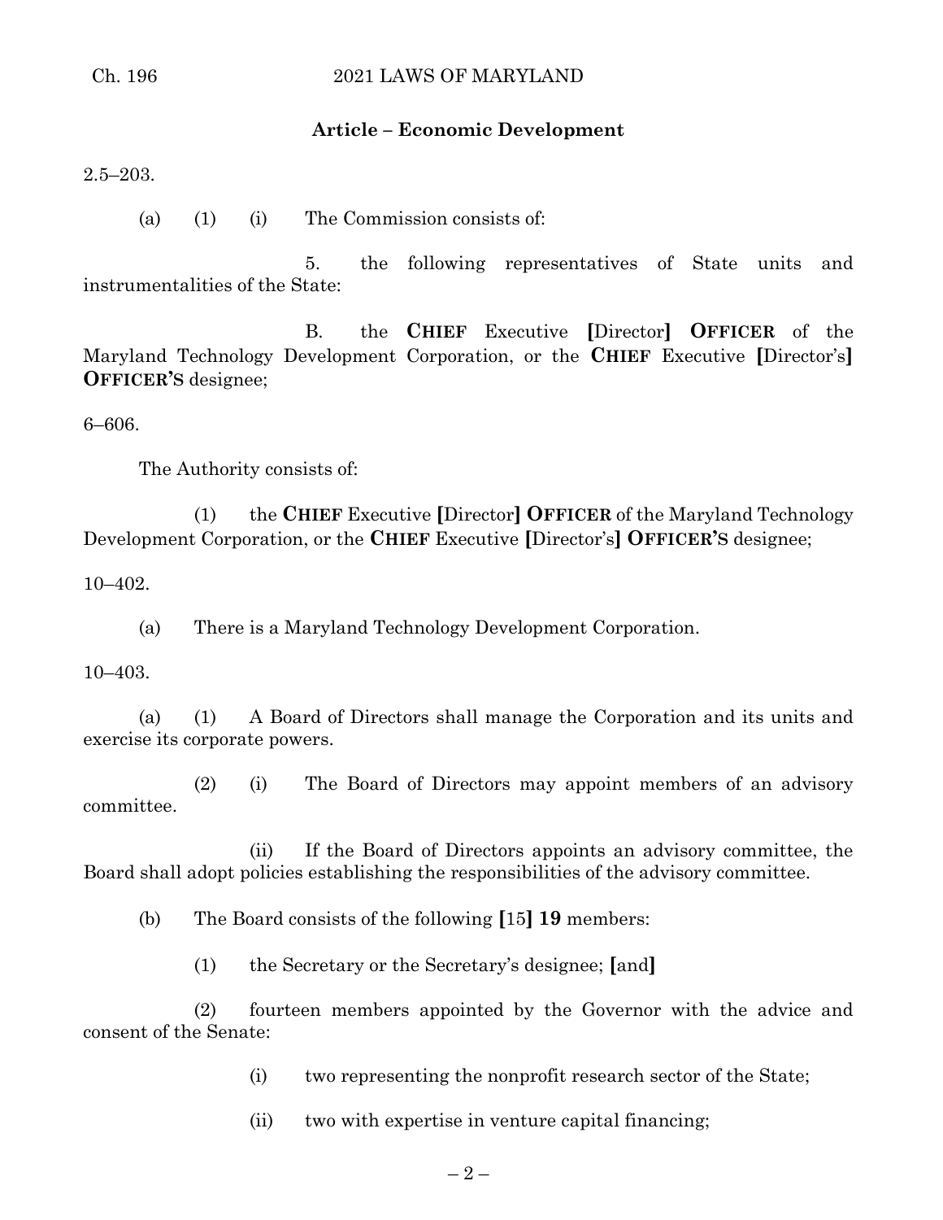## Article – Economic Development

2.5–203.

(a) (1) (i) The Commission consists of:

5. the following representatives of State units and instrumentalities of the State:

B. the **CHIEF** Executive **[**Director**]** **OFFICER** of the Maryland Technology Development Corporation, or the **CHIEF** Executive **[**Director's**]** **OFFICER'S** designee;

6–606.

The Authority consists of:

(1) the **CHIEF** Executive **[**Director**]** **OFFICER** of the Maryland Technology Development Corporation, or the **CHIEF** Executive **[**Director's**]** **OFFICER'S** designee;

10–402.

(a) There is a Maryland Technology Development Corporation.

10–403.

(a) (1) A Board of Directors shall manage the Corporation and its units and exercise its corporate powers.

(2) (i) The Board of Directors may appoint members of an advisory committee.

(ii) If the Board of Directors appoints an advisory committee, the Board shall adopt policies establishing the responsibilities of the advisory committee.

(b) The Board consists of the following **[**15**]** **19** members:

(1) the Secretary or the Secretary's designee; **[**and**]**

(2) fourteen members appointed by the Governor with the advice and consent of the Senate:

(i) two representing the nonprofit research sector of the State;

(ii) two with expertise in venture capital financing;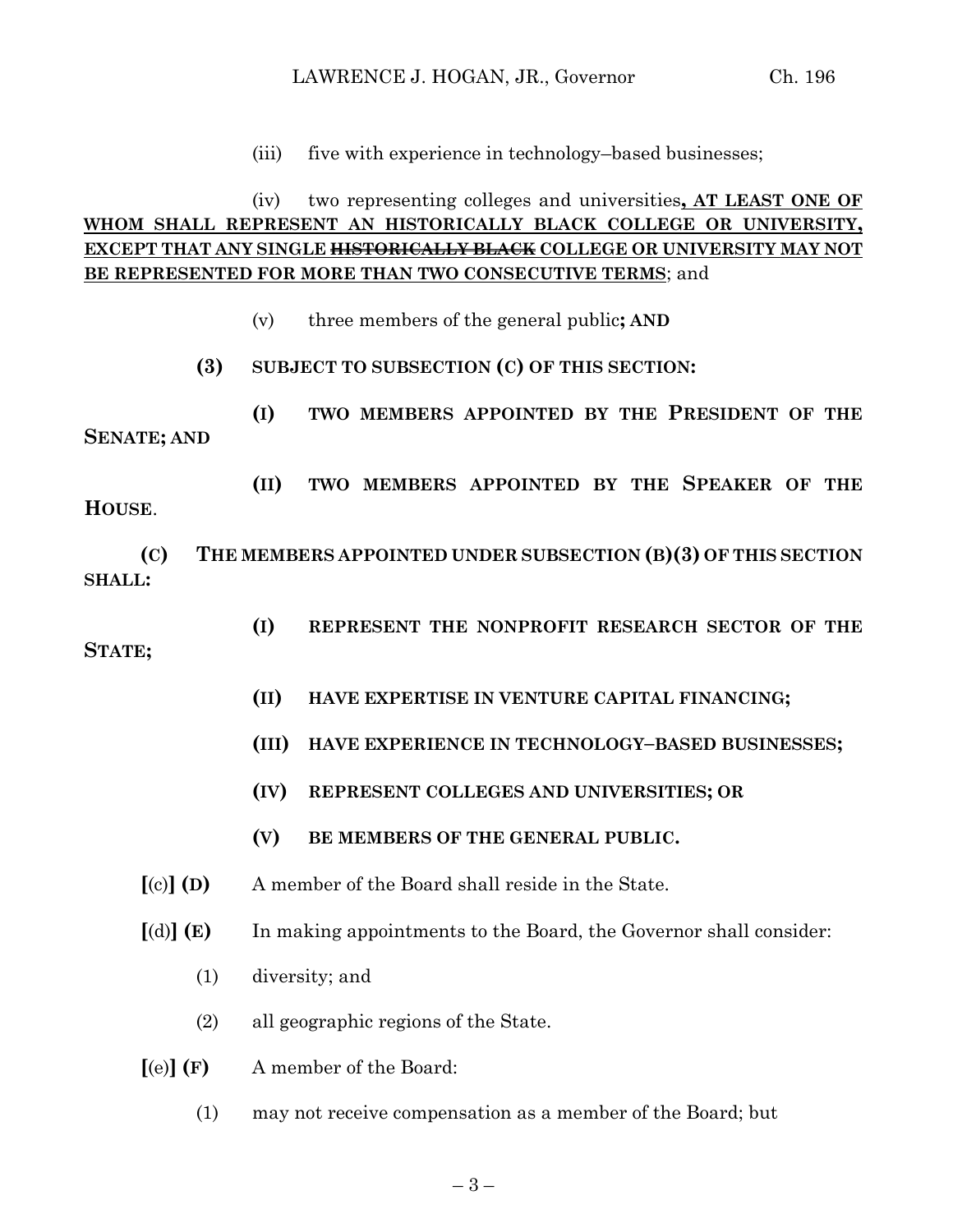(iii) five with experience in technology–based businesses;

(iv) two representing colleges and universities<u>**, AT LEAST ONE OF WHOM SHALL REPRESENT AN HISTORICALLY BLACK COLLEGE OR UNIVERSITY, EXCEPT THAT ANY SINGLE ~~HISTORICALLY BLACK~~ COLLEGE OR UNIVERSITY MAY NOT BE REPRESENTED FOR MORE THAN TWO CONSECUTIVE TERMS**</u>; and

(v) three members of the general public**; AND**

**(3) SUBJECT TO SUBSECTION (C) OF THIS SECTION:**

**(I) TWO MEMBERS APPOINTED BY THE PRESIDENT OF THE SENATE; AND**

**(II) TWO MEMBERS APPOINTED BY THE SPEAKER OF THE HOUSE**.

**(C) THE MEMBERS APPOINTED UNDER SUBSECTION (B)(3) OF THIS SECTION SHALL:**

**(I) REPRESENT THE NONPROFIT RESEARCH SECTOR OF THE STATE;**

**(II) HAVE EXPERTISE IN VENTURE CAPITAL FINANCING;**

**(III) HAVE EXPERIENCE IN TECHNOLOGY–BASED BUSINESSES;**

**(IV) REPRESENT COLLEGES AND UNIVERSITIES; OR**

**(V) BE MEMBERS OF THE GENERAL PUBLIC.**

**[**(c)**] (D)** A member of the Board shall reside in the State.

**[**(d)**] (E)** In making appointments to the Board, the Governor shall consider:

(1) diversity; and

(2) all geographic regions of the State.

**[**(e)**] (F)** A member of the Board:

(1) may not receive compensation as a member of the Board; but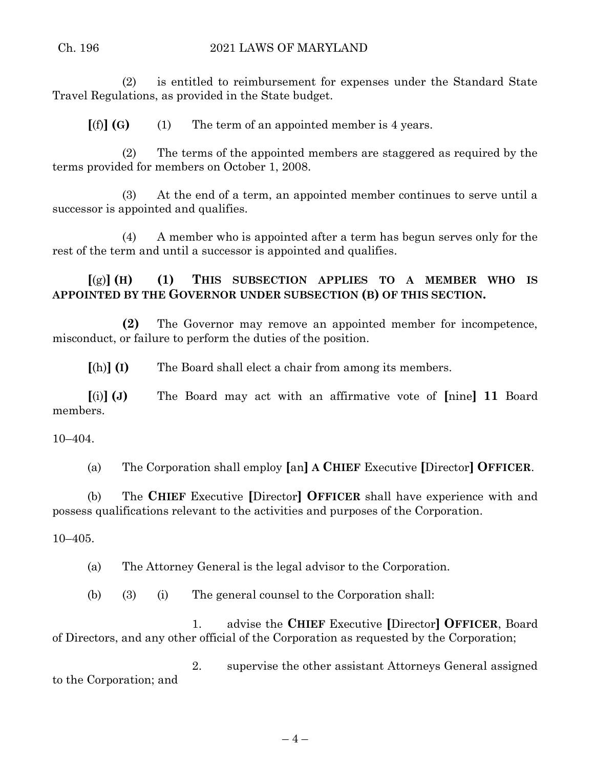(2) is entitled to reimbursement for expenses under the Standard State Travel Regulations, as provided in the State budget.

**[**(f)**] (G)** (1) The term of an appointed member is 4 years.

(2) The terms of the appointed members are staggered as required by the terms provided for members on October 1, 2008.

(3) At the end of a term, an appointed member continues to serve until a successor is appointed and qualifies.

(4) A member who is appointed after a term has begun serves only for the rest of the term and until a successor is appointed and qualifies.

**[**(g)**] (H) (1) THIS SUBSECTION APPLIES TO A MEMBER WHO IS APPOINTED BY THE GOVERNOR UNDER SUBSECTION (B) OF THIS SECTION.**

**(2)** The Governor may remove an appointed member for incompetence, misconduct, or failure to perform the duties of the position.

**[**(h)**] (I)** The Board shall elect a chair from among its members.

**[**(i)**] (J)** The Board may act with an affirmative vote of **[**nine**] 11** Board members.

10–404.

(a) The Corporation shall employ **[**an**] A CHIEF** Executive **[**Director**] OFFICER**.

(b) The **CHIEF** Executive **[**Director**] OFFICER** shall have experience with and possess qualifications relevant to the activities and purposes of the Corporation.

10–405.

(a) The Attorney General is the legal advisor to the Corporation.

(b) (3) (i) The general counsel to the Corporation shall:

1. advise the **CHIEF** Executive **[**Director**] OFFICER**, Board of Directors, and any other official of the Corporation as requested by the Corporation;

2. supervise the other assistant Attorneys General assigned to the Corporation; and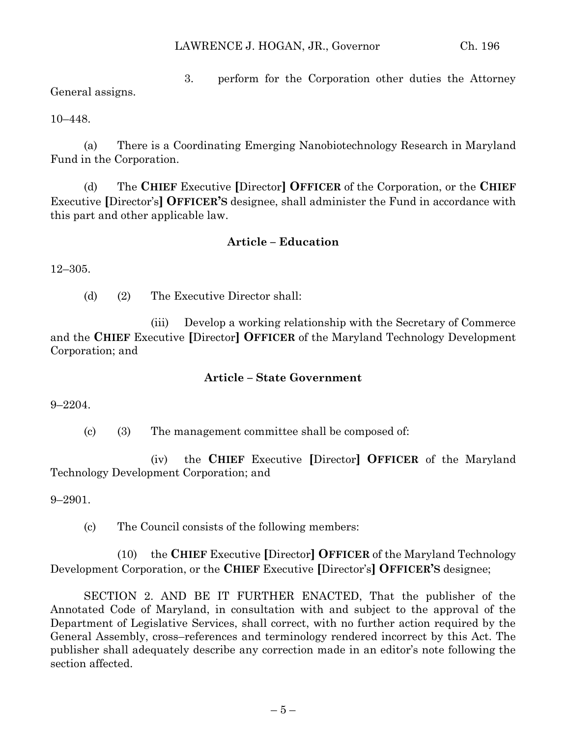3. perform for the Corporation other duties the Attorney General assigns.

10–448.

(a) There is a Coordinating Emerging Nanobiotechnology Research in Maryland Fund in the Corporation.

(d) The **CHIEF** Executive **[**Director**]** **OFFICER** of the Corporation, or the **CHIEF** Executive **[**Director's**]** **OFFICER'S** designee, shall administer the Fund in accordance with this part and other applicable law.

### Article – Education

12–305.

(d) (2) The Executive Director shall:

(iii) Develop a working relationship with the Secretary of Commerce and the **CHIEF** Executive **[**Director**]** **OFFICER** of the Maryland Technology Development Corporation; and

### Article – State Government

9–2204.

(c) (3) The management committee shall be composed of:

(iv) the **CHIEF** Executive **[**Director**]** **OFFICER** of the Maryland Technology Development Corporation; and

9–2901.

(c) The Council consists of the following members:

(10) the **CHIEF** Executive **[**Director**]** **OFFICER** of the Maryland Technology Development Corporation, or the **CHIEF** Executive **[**Director's**]** **OFFICER'S** designee;

SECTION 2. AND BE IT FURTHER ENACTED, That the publisher of the Annotated Code of Maryland, in consultation with and subject to the approval of the Department of Legislative Services, shall correct, with no further action required by the General Assembly, cross–references and terminology rendered incorrect by this Act. The publisher shall adequately describe any correction made in an editor's note following the section affected.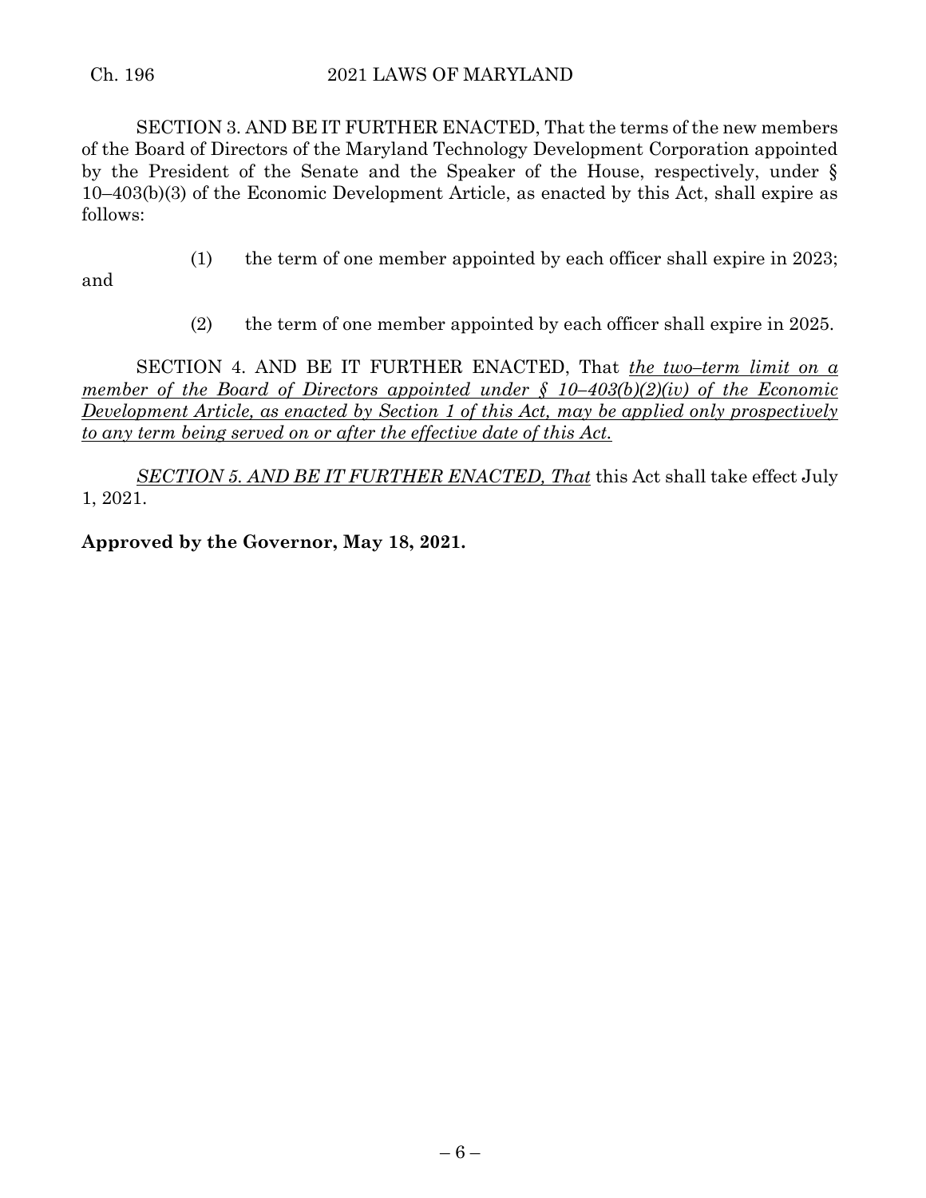SECTION 3. AND BE IT FURTHER ENACTED, That the terms of the new members of the Board of Directors of the Maryland Technology Development Corporation appointed by the President of the Senate and the Speaker of the House, respectively, under § 10–403(b)(3) of the Economic Development Article, as enacted by this Act, shall expire as follows:

(1) the term of one member appointed by each officer shall expire in 2023; and

(2) the term of one member appointed by each officer shall expire in 2025.

SECTION 4. AND BE IT FURTHER ENACTED, That *the two–term limit on a member of the Board of Directors appointed under § 10–403(b)(2)(iv) of the Economic Development Article, as enacted by Section 1 of this Act, may be applied only prospectively to any term being served on or after the effective date of this Act.*

*SECTION 5. AND BE IT FURTHER ENACTED, That* this Act shall take effect July 1, 2021.

**Approved by the Governor, May 18, 2021.**